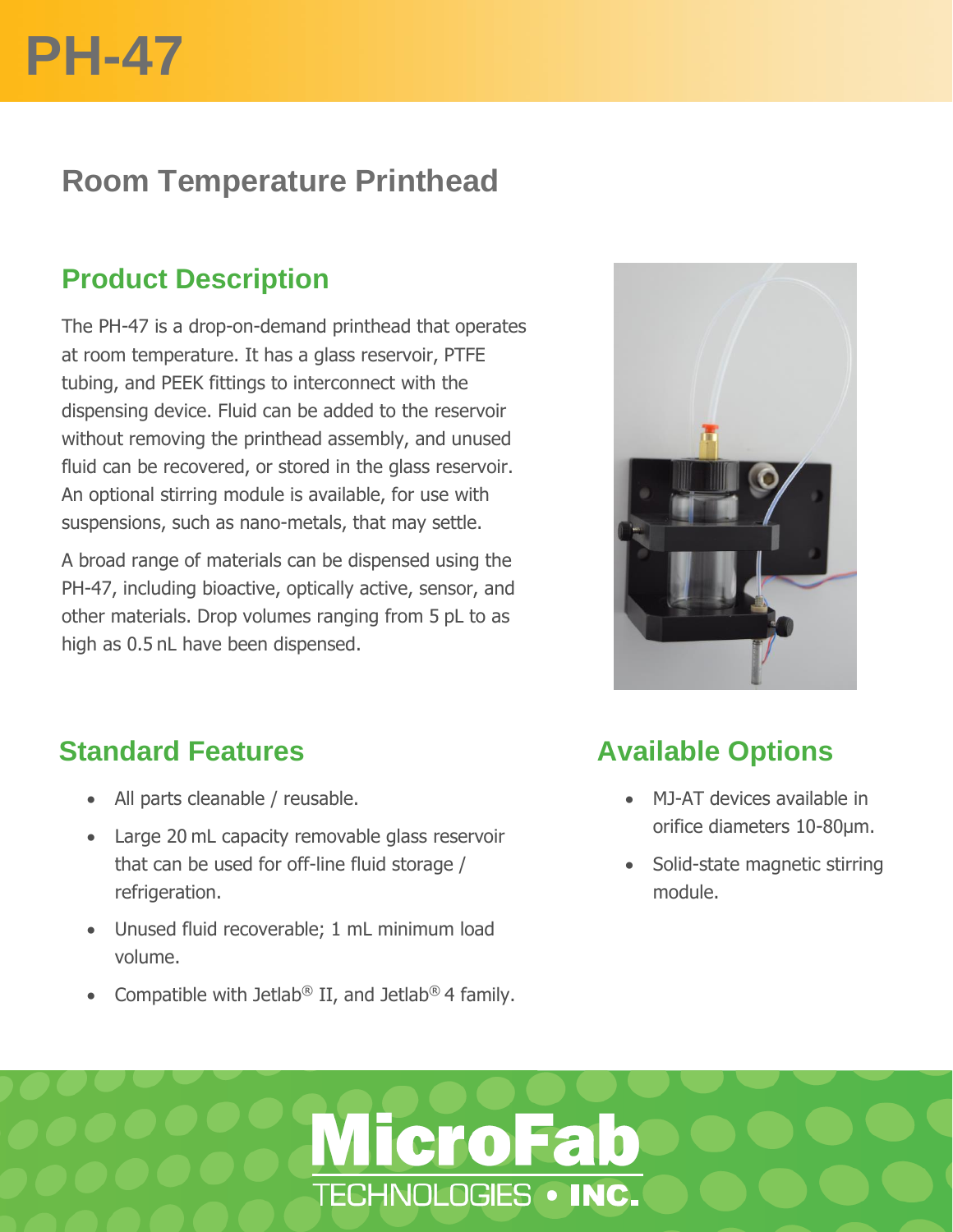# PH-47

## Room Temperature Printhead

### Product Description

The PH-47 is a drop-on-demand printhead that operates at room temperature. It has a glass reservoir, PTFE tubing, and PEEK fittings to interconnect with the dispensing device. Fluid can be added to the reservoir without removing the printhead assembly, and unused fluid can be recovered, or stored in the glass reservoir. An optional stirring module is available, for use with suspensions, such as nano-metals, that may settle.

A broad range of materials can be dispensed using the PH-47, including bioactive, optically active, sensor, and other materials. Drop volumes ranging from 5 pL to as high as 0.5 nL have been dispensed.

### Standard Features

- All parts cleanable / reusable.
- Large 20 mL capacity removable glass reservoir that can be used for off-line fluid storage / refrigeration.
- Unused fluid recoverable; 1 mL minimum load volume.
- Compatible with Jetlab® II, and Jetlab® 4 family.

### Available Options

- MJ-AT devices available in orifice diameters 10-80µm.
- Solid-state magnetic stirring module.

MicroFab TECHNOLOGIES • INC.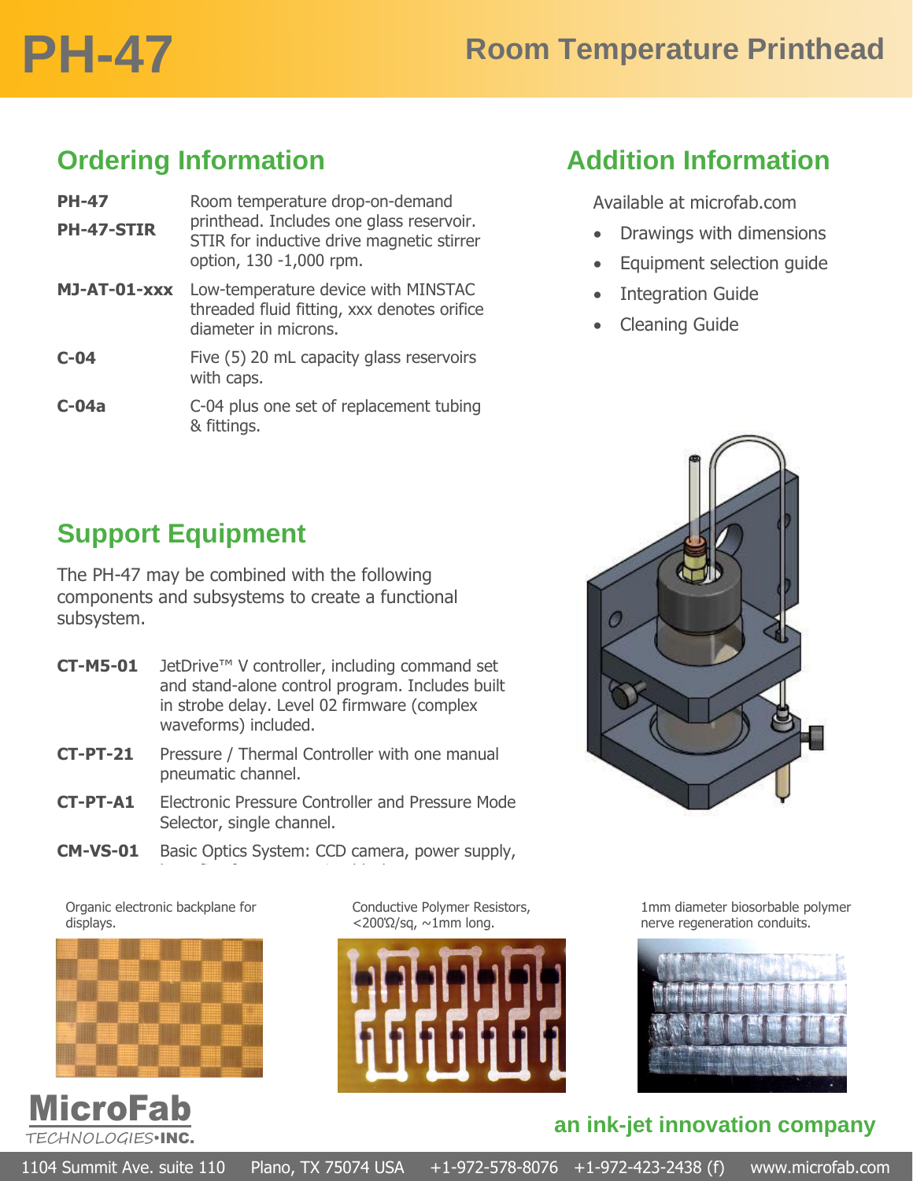# PH-47

## Room Temperature Printhead

## Ordering Information

| | |
|---|---|
| **PH-47** **PH-47-STIR** | Room temperature drop-on-demand printhead. Includes one glass reservoir. STIR for inductive drive magnetic stirrer option, 130 -1,000 rpm. |
| **MJ-AT-01-xxx** | Low-temperature device with MINSTAC threaded fluid fitting, xxx denotes orifice diameter in microns. |
| **C-04** | Five (5) 20 mL capacity glass reservoirs with caps. |
| **C-04a** | C-04 plus one set of replacement tubing & fittings. |

## Addition Information

Available at microfab.com

- Drawings with dimensions
- Equipment selection guide
- Integration Guide
- Cleaning Guide

## Support Equipment

The PH-47 may be combined with the following components and subsystems to create a functional subsystem.

| | |
|---|---|
| **CT-M5-01** | JetDrive™ V controller, including command set and stand-alone control program. Includes built in strobe delay. Level 02 firmware (complex waveforms) included. |
| **CT-PT-21** | Pressure / Thermal Controller with one manual pneumatic channel. |
| **CT-PT-A1** | Electronic Pressure Controller and Pressure Mode Selector, single channel. |
| **CM-VS-01** | Basic Optics System: CCD camera, power supply, |

Organic electronic backplane for displays.

Conductive Polymer Resistors, <200Ω/sq, ~1mm long.

1mm diameter biosorbable polymer nerve regeneration conduits.

MicroFab TECHNOLOGIES•INC.

an ink-jet innovation company

1104 Summit Ave. suite 110 Plano, TX 75074 USA +1-972-578-8076 +1-972-423-2438 (f) www.microfab.com